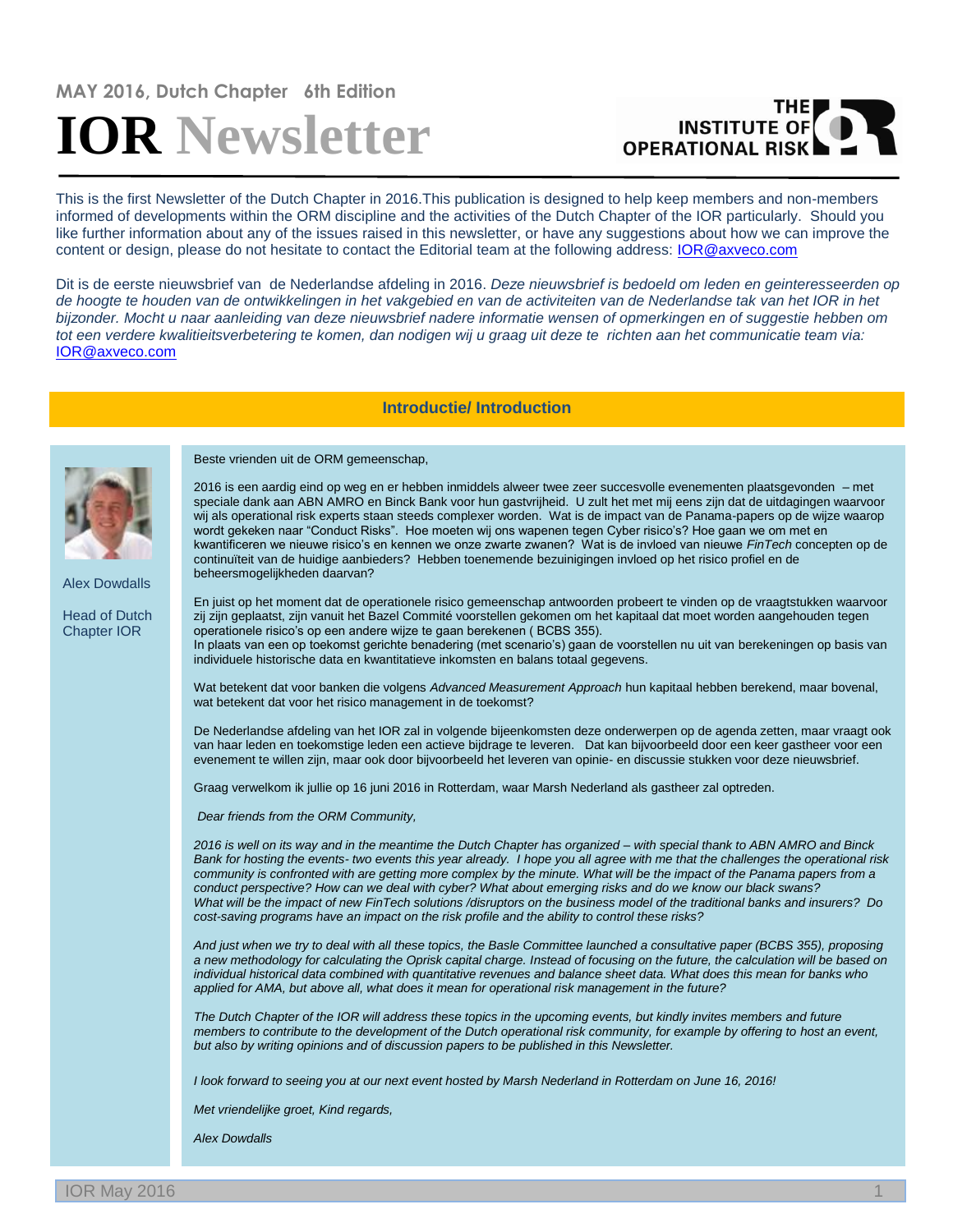MAY 2016, Dutch Chapter 6th Edition

# IOR Newsletter

THE INSTITUTE OF OPERATIONAL RISK

This is the first Newsletter of the Dutch Chapter in 2016.This publication is designed to help keep members and non-members informed of developments within the ORM discipline and the activities of the Dutch Chapter of the IOR particularly. Should you like further information about any of the issues raised in this newsletter, or have any suggestions about how we can improve the content or design, please do not hesitate to contact the Editorial team at the following address: IOR@axveco.com

Dit is de eerste nieuwsbrief van de Nederlandse afdeling in 2016. *Deze nieuwsbrief is bedoeld om leden en geinteresseerden op de hoogte te houden van de ontwikkelingen in het vakgebied en van de activiteiten van de Nederlandse tak van het IOR in het bijzonder. Mocht u naar aanleiding van deze nieuwsbrief nadere informatie wensen of opmerkingen en of suggestie hebben om tot een verdere kwalitieitsverbetering te komen, dan nodigen wij u graag uit deze te richten aan het communicatie team via:* IOR@axveco.com

## Introductie/ Introduction

Alex Dowdalls

Head of Dutch Chapter IOR

Beste vrienden uit de ORM gemeenschap,

2016 is een aardig eind op weg en er hebben inmiddels alweer twee zeer succesvolle evenementen plaatsgevonden – met speciale dank aan ABN AMRO en Binck Bank voor hun gastvrijheid. U zult het met mij eens zijn dat de uitdagingen waarvoor wij als operational risk experts staan steeds complexer worden. Wat is de impact van de Panama-papers op de wijze waarop wordt gekeken naar "Conduct Risks". Hoe moeten wij ons wapenen tegen Cyber risico's? Hoe gaan we om met en kwantificeren we nieuwe risico's en kennen we onze zwarte zwanen? Wat is de invloed van nieuwe *FinTech* concepten op de continuïteit van de huidige aanbieders? Hebben toenemende bezuinigingen invloed op het risico profiel en de beheersmogelijkheden daarvan?

En juist op het moment dat de operationele risico gemeenschap antwoorden probeert te vinden op de vraagtstukken waarvoor zij zijn geplaatst, zijn vanuit het Bazel Commité voorstellen gekomen om het kapitaal dat moet worden aangehouden tegen operationele risico's op een andere wijze te gaan berekenen ( BCBS 355).
In plaats van een op toekomst gerichte benadering (met scenario's) gaan de voorstellen nu uit van berekeningen op basis van individuele historische data en kwantitatieve inkomsten en balans totaal gegevens.

Wat betekent dat voor banken die volgens *Advanced Measurement Approach* hun kapitaal hebben berekend, maar bovenal, wat betekent dat voor het risico management in de toekomst?

De Nederlandse afdeling van het IOR zal in volgende bijeenkomsten deze onderwerpen op de agenda zetten, maar vraagt ook van haar leden en toekomstige leden een actieve bijdrage te leveren. Dat kan bijvoorbeeld door een keer gastheer voor een evenement te willen zijn, maar ook door bijvoorbeeld het leveren van opinie- en discussie stukken voor deze nieuwsbrief.

Graag verwelkom ik jullie op 16 juni 2016 in Rotterdam, waar Marsh Nederland als gastheer zal optreden.

*Dear friends from the ORM Community,*

*2016 is well on its way and in the meantime the Dutch Chapter has organized – with special thank to ABN AMRO and Binck Bank for hosting the events- two events this year already. I hope you all agree with me that the challenges the operational risk community is confronted with are getting more complex by the minute. What will be the impact of the Panama papers from a conduct perspective? How can we deal with cyber? What about emerging risks and do we know our black swans? What will be the impact of new FinTech solutions /disruptors on the business model of the traditional banks and insurers? Do cost-saving programs have an impact on the risk profile and the ability to control these risks?*

*And just when we try to deal with all these topics, the Basle Committee launched a consultative paper (BCBS 355), proposing a new methodology for calculating the Oprisk capital charge. Instead of focusing on the future, the calculation will be based on individual historical data combined with quantitative revenues and balance sheet data. What does this mean for banks who applied for AMA, but above all, what does it mean for operational risk management in the future?*

*The Dutch Chapter of the IOR will address these topics in the upcoming events, but kindly invites members and future members to contribute to the development of the Dutch operational risk community, for example by offering to host an event, but also by writing opinions and of discussion papers to be published in this Newsletter.*

*I look forward to seeing you at our next event hosted by Marsh Nederland in Rotterdam on June 16, 2016!*

*Met vriendelijke groet, Kind regards,*

*Alex Dowdalls*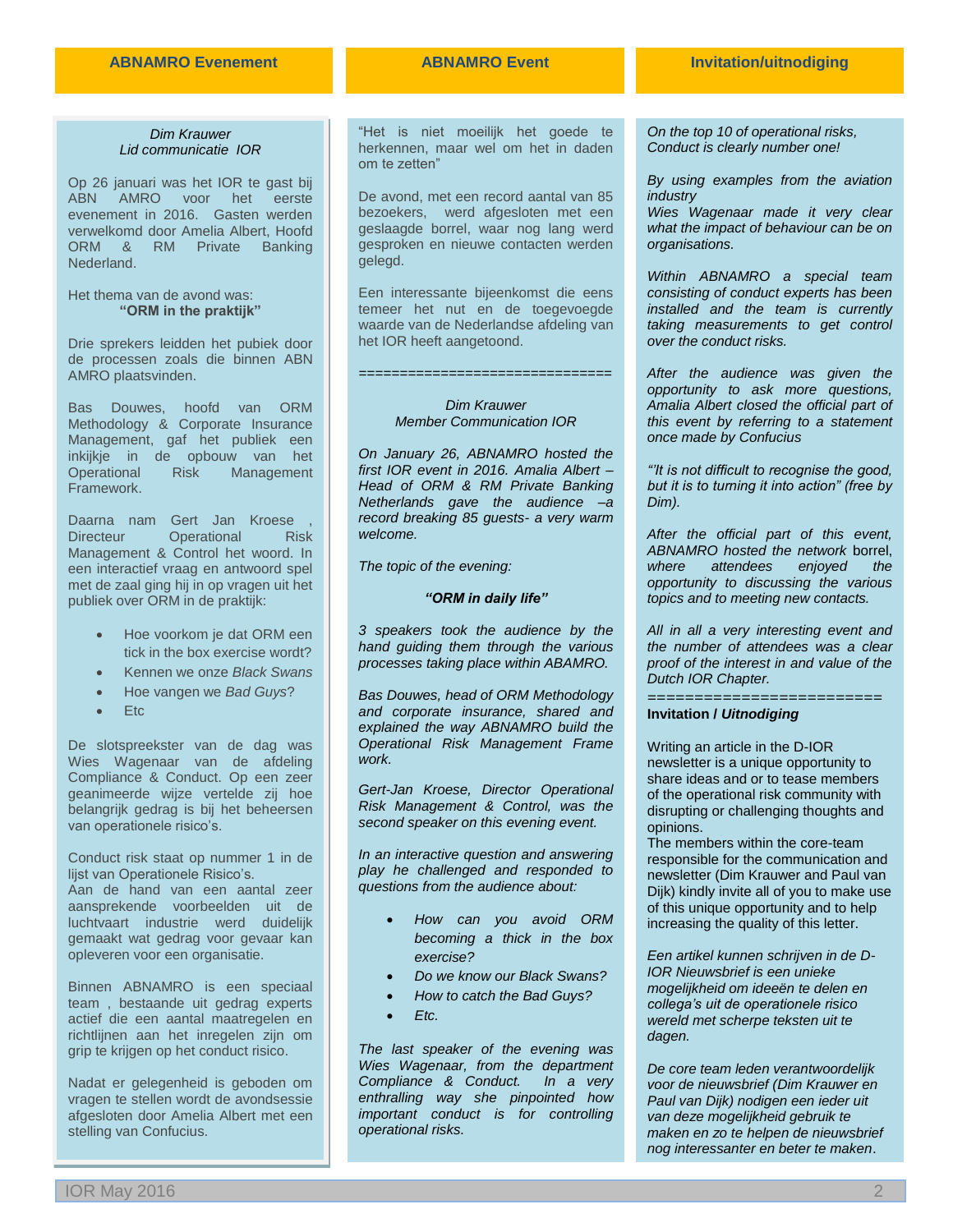## ABNAMRO Evenement

*Dim Krauwer*
*Lid communicatie IOR*

Op 26 januari was het IOR te gast bij ABN AMRO voor het eerste evenement in 2016. Gasten werden verwelkomd door Amelia Albert, Hoofd ORM & RM Private Banking Nederland.

Het thema van de avond was:
**"ORM in the praktijk"**

Drie sprekers leidden het pubiek door de processen zoals die binnen ABN AMRO plaatsvinden.

Bas Douwes, hoofd van ORM Methodology & Corporate Insurance Management, gaf het publiek een inkijkje in de opbouw van het Operational Risk Management Framework.

Daarna nam Gert Jan Kroese , Directeur Operational Risk Management & Control het woord. In een interactief vraag en antwoord spel met de zaal ging hij in op vragen uit het publiek over ORM in de praktijk:

- Hoe voorkom je dat ORM een tick in the box exercise wordt?
- Kennen we onze *Black Swans*
- Hoe vangen we *Bad Guys*?
- Etc

De slotspreekster van de dag was Wies Wagenaar van de afdeling Compliance & Conduct. Op een zeer geanimeerde wijze vertelde zij hoe belangrijk gedrag is bij het beheersen van operationele risico's.

Conduct risk staat op nummer 1 in de lijst van Operationele Risico's.
Aan de hand van een aantal zeer aansprekende voorbeelden uit de luchtvaart industrie werd duidelijk gemaakt wat gedrag voor gevaar kan opleveren voor een organisatie.

Binnen ABNAMRO is een speciaal team , bestaande uit gedrag experts actief die een aantal maatregelen en richtlijnen aan het inregelen zijn om grip te krijgen op het conduct risico.

Nadat er gelegenheid is geboden om vragen te stellen wordt de avondsessie afgesloten door Amelia Albert met een stelling van Confucius.

"Het is niet moeilijk het goede te herkennen, maar wel om het in daden om te zetten"

De avond, met een record aantal van 85 bezoekers, werd afgesloten met een geslaagde borrel, waar nog lang werd gesproken en nieuwe contacten werden gelegd.

Een interessante bijeenkomst die eens temeer het nut en de toegevoegde waarde van de Nederlandse afdeling van het IOR heeft aangetoond.

==============================

## ABNAMRO Event

*Dim Krauwer*
*Member Communication IOR*

*On January 26, ABNAMRO hosted the first IOR event in 2016. Amalia Albert – Head of ORM & RM Private Banking Netherlands gave the audience –a record breaking 85 guests- a very warm welcome.*

*The topic of the evening:*

***"ORM in daily life"***

*3 speakers took the audience by the hand guiding them through the various processes taking place within ABAMRO.*

*Bas Douwes, head of ORM Methodology and corporate insurance, shared and explained the way ABNAMRO build the Operational Risk Management Frame work.*

*Gert-Jan Kroese, Director Operational Risk Management & Control, was the second speaker on this evening event.*

*In an interactive question and answering play he challenged and responded to questions from the audience about:*

- *How can you avoid ORM becoming a thick in the box exercise?*
- *Do we know our Black Swans?*
- *How to catch the Bad Guys?*
- *Etc.*

*The last speaker of the evening was Wies Wagenaar, from the department Compliance & Conduct. In a very enthralling way she pinpointed how important conduct is for controlling operational risks.*

*On the top 10 of operational risks, Conduct is clearly number one!*

*By using examples from the aviation industry*
*Wies Wagenaar made it very clear what the impact of behaviour can be on organisations.*

*Within ABNAMRO a special team consisting of conduct experts has been installed and the team is currently taking measurements to get control over the conduct risks.*

*After the audience was given the opportunity to ask more questions, Amalia Albert closed the official part of this event by referring to a statement once made by Confucius*

*"'It is not difficult to recognise the good, but it is to turning it into action" (free by Dim).*

*After the official part of this event, ABNAMRO hosted the network* borrel, *where attendees enjoyed the opportunity to discussing the various topics and to meeting new contacts.*

*All in all a very interesting event and the number of attendees was a clear proof of the interest in and value of the Dutch IOR Chapter.*

=========================

## Invitation/uitnodiging

**Invitation /** ***Uitnodiging***

Writing an article in the D-IOR newsletter is a unique opportunity to share ideas and or to tease members of the operational risk community with disrupting or challenging thoughts and opinions.
The members within the core-team responsible for the communication and newsletter (Dim Krauwer and Paul van Dijk) kindly invite all of you to make use of this unique opportunity and to help increasing the quality of this letter.

*Een artikel kunnen schrijven in de D-IOR Nieuwsbrief is een unieke mogelijkheid om ideeën te delen en collega's uit de operationele risico wereld met scherpe teksten uit te dagen.*

*De core team leden verantwoordelijk voor de nieuwsbrief (Dim Krauwer en Paul van Dijk) nodigen een ieder uit van deze mogelijkheid gebruik te maken en zo te helpen de nieuwsbrief nog interessanter en beter te maken*.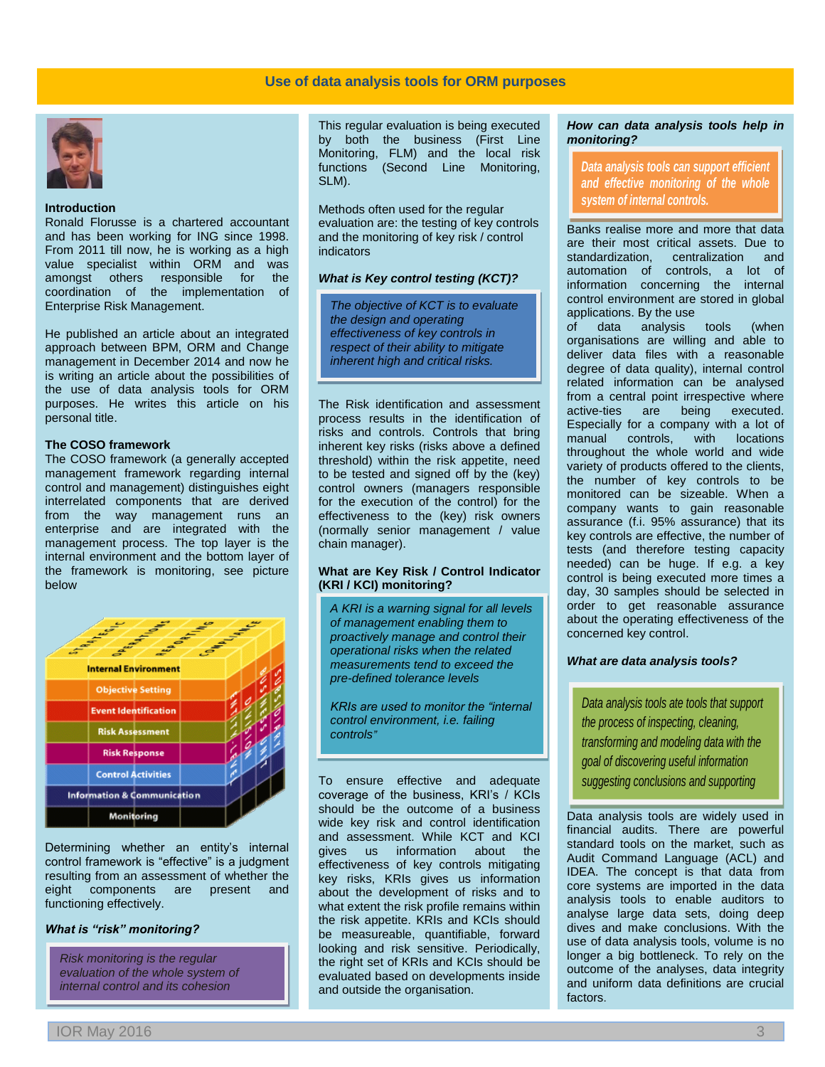## Use of data analysis tools for ORM purposes

### Introduction

Ronald Florusse is a chartered accountant and has been working for ING since 1998. From 2011 till now, he is working as a high value specialist within ORM and was amongst others responsible for the coordination of the implementation of Enterprise Risk Management.

He published an article about an integrated approach between BPM, ORM and Change management in December 2014 and now he is writing an article about the possibilities of the use of data analysis tools for ORM purposes. He writes this article on his personal title.

### The COSO framework

The COSO framework (a generally accepted management framework regarding internal control and management) distinguishes eight interrelated components that are derived from the way management runs an enterprise and are integrated with the management process. The top layer is the internal environment and the bottom layer of the framework is monitoring, see picture below

Determining whether an entity's internal control framework is "effective" is a judgment resulting from an assessment of whether the eight components are present and functioning effectively.

### What is "risk" monitoring?

*Risk monitoring is the regular evaluation of the whole system of internal control and its cohesion*

This regular evaluation is being executed by both the business (First Line Monitoring, FLM) and the local risk functions (Second Line Monitoring, SLM).

Methods often used for the regular evaluation are: the testing of key controls and the monitoring of key risk / control indicators

### What is Key control testing (KCT)?

*The objective of KCT is to evaluate the design and operating effectiveness of key controls in respect of their ability to mitigate inherent high and critical risks.*

The Risk identification and assessment process results in the identification of risks and controls. Controls that bring inherent key risks (risks above a defined threshold) within the risk appetite, need to be tested and signed off by the (key) control owners (managers responsible for the execution of the control) for the effectiveness to the (key) risk owners (normally senior management / value chain manager).

### What are Key Risk / Control Indicator (KRI / KCI) monitoring?

*A KRI is a warning signal for all levels of management enabling them to proactively manage and control their operational risks when the related measurements tend to exceed the pre-defined tolerance levels*

*KRIs are used to monitor the "internal control environment, i.e. failing controls"*

To ensure effective and adequate coverage of the business, KRI's / KCIs should be the outcome of a business wide key risk and control identification and assessment. While KCT and KCI gives us information about the effectiveness of key controls mitigating key risks, KRIs gives us information about the development of risks and to what extent the risk profile remains within the risk appetite. KRIs and KCIs should be measureable, quantifiable, forward looking and risk sensitive. Periodically, the right set of KRIs and KCIs should be evaluated based on developments inside and outside the organisation.

### How can data analysis tools help in monitoring?

*Data analysis tools can support efficient and effective monitoring of the whole system of internal controls.*

Banks realise more and more that data are their most critical assets. Due to standardization, centralization and automation of controls, a lot of information concerning the internal control environment are stored in global applications. By the use of data analysis tools (when organisations are willing and able to deliver data files with a reasonable degree of data quality), internal control related information can be analysed from a central point irrespective where active-ties are being executed. Especially for a company with a lot of manual controls, with locations throughout the whole world and wide variety of products offered to the clients, the number of key controls to be monitored can be sizeable. When a company wants to gain reasonable assurance (f.i. 95% assurance) that its key controls are effective, the number of tests (and therefore testing capacity needed) can be huge. If e.g. a key control is being executed more times a day, 30 samples should be selected in order to get reasonable assurance about the operating effectiveness of the concerned key control.

### What are data analysis tools?

*Data analysis tools ate tools that support the process of inspecting, cleaning, transforming and modeling data with the goal of discovering useful information suggesting conclusions and supporting*

Data analysis tools are widely used in financial audits. There are powerful standard tools on the market, such as Audit Command Language (ACL) and IDEA. The concept is that data from core systems are imported in the data analysis tools to enable auditors to analyse large data sets, doing deep dives and make conclusions. With the use of data analysis tools, volume is no longer a big bottleneck. To rely on the outcome of the analyses, data integrity and uniform data definitions are crucial factors.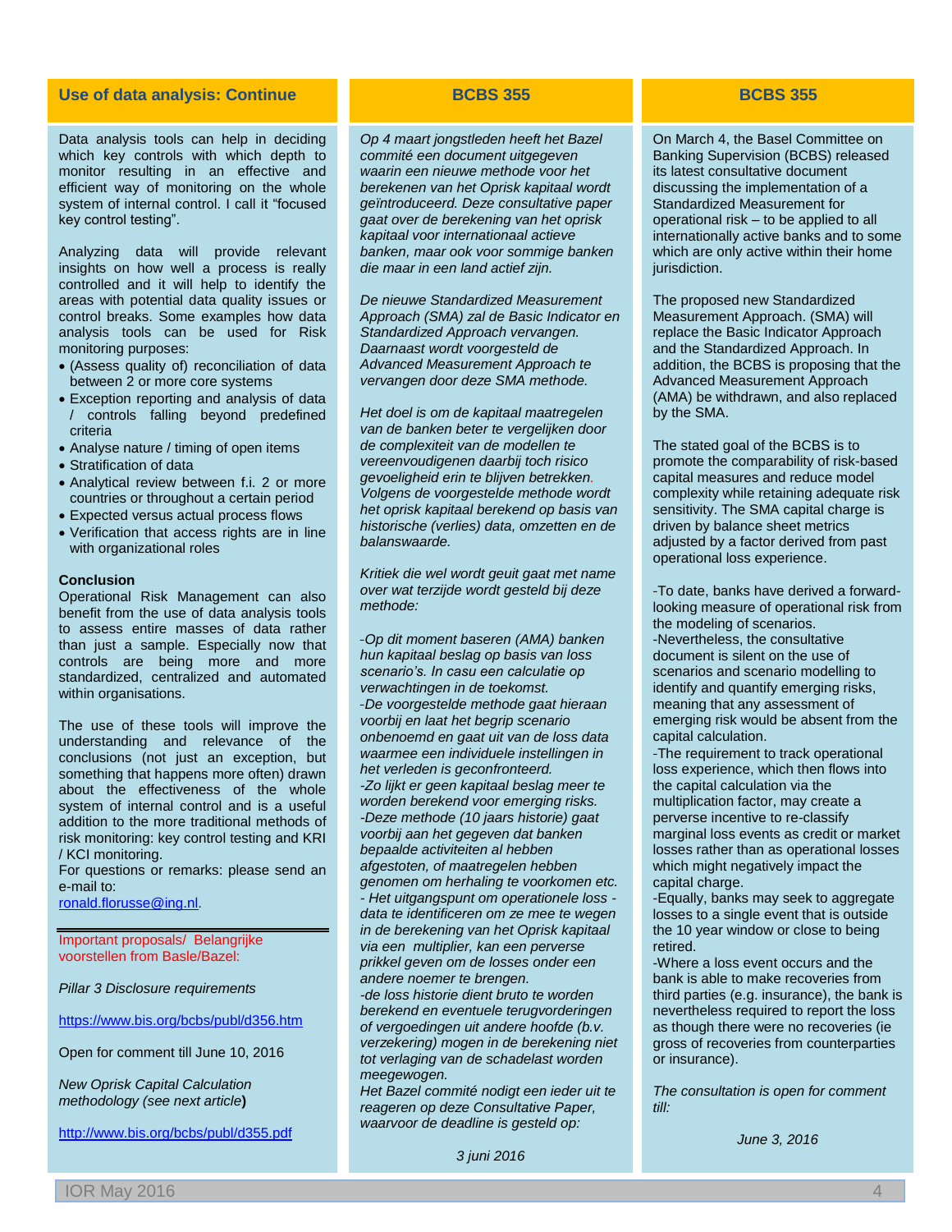## Use of data analysis: Continue

Data analysis tools can help in deciding which key controls with which depth to monitor resulting in an effective and efficient way of monitoring on the whole system of internal control. I call it "focused key control testing".

Analyzing data will provide relevant insights on how well a process is really controlled and it will help to identify the areas with potential data quality issues or control breaks. Some examples how data analysis tools can be used for Risk monitoring purposes:

- (Assess quality of) reconciliation of data between 2 or more core systems
- Exception reporting and analysis of data / controls falling beyond predefined criteria
- Analyse nature / timing of open items
- Stratification of data
- Analytical review between f.i. 2 or more countries or throughout a certain period
- Expected versus actual process flows
- Verification that access rights are in line with organizational roles

**Conclusion**

Operational Risk Management can also benefit from the use of data analysis tools to assess entire masses of data rather than just a sample. Especially now that controls are being more and more standardized, centralized and automated within organisations.

The use of these tools will improve the understanding and relevance of the conclusions (not just an exception, but something that happens more often) drawn about the effectiveness of the whole system of internal control and is a useful addition to the more traditional methods of risk monitoring: key control testing and KRI / KCI monitoring.

For questions or remarks: please send an e-mail to:
ronald.florusse@ing.nl.

---

Important proposals/ Belangrijke voorstellen from Basle/Bazel:

*Pillar 3 Disclosure requirements*

https://www.bis.org/bcbs/publ/d356.htm

Open for comment till June 10, 2016

*New Oprisk Capital Calculation methodology (see next article)*

http://www.bis.org/bcbs/publ/d355.pdf

## BCBS 355

*Op 4 maart jongstleden heeft het Bazel commité een document uitgegeven waarin een nieuwe methode voor het berekenen van het Oprisk kapitaal wordt geïntroduceerd. Deze consultative paper gaat over de berekening van het oprisk kapitaal voor internationaal actieve banken, maar ook voor sommige banken die maar in een land actief zijn.*

*De nieuwe Standardized Measurement Approach (SMA) zal de Basic Indicator en Standardized Approach vervangen. Daarnaast wordt voorgesteld de Advanced Measurement Approach te vervangen door deze SMA methode.*

*Het doel is om de kapitaal maatregelen van de banken beter te vergelijken door de complexiteit van de modellen te vereenvoudigenen daarbij toch risico gevoeligheid erin te blijven betrekken. Volgens de voorgestelde methode wordt het oprisk kapitaal berekend op basis van historische (verlies) data, omzetten en de balanswaarde.*

*Kritiek die wel wordt geuit gaat met name over wat terzijde wordt gesteld bij deze methode:*

*-Op dit moment baseren (AMA) banken hun kapitaal beslag op basis van loss scenario's. In casu een calculatie op verwachtingen in de toekomst.*
*-De voorgestelde methode gaat hieraan voorbij en laat het begrip scenario onbenoemd en gaat uit van de loss data waarmee een individuele instellingen in het verleden is geconfronteerd.*
*-Zo lijkt er geen kapitaal beslag meer te worden berekend voor emerging risks.*
*-Deze methode (10 jaars historie) gaat voorbij aan het gegeven dat banken bepaalde activiteiten al hebben afgestoten, of maatregelen hebben genomen om herhaling te voorkomen etc.*
*- Het uitgangspunt om operationele loss -data te identificeren om ze mee te wegen in de berekening van het Oprisk kapitaal via een multiplier, kan een perverse prikkel geven om de losses onder een andere noemer te brengen.*
*-de loss historie dient bruto te worden berekend en eventuele terugvorderingen of vergoedingen uit andere hoofde (b.v. verzekering) mogen in de berekening niet tot verlaging van de schadelast worden meegewogen.*
*Het Bazel commité nodigt een ieder uit te reageren op deze Consultative Paper, waarvoor de deadline is gesteld op:*

*3 juni 2016*

## BCBS 355

On March 4, the Basel Committee on Banking Supervision (BCBS) released its latest consultative document discussing the implementation of a Standardized Measurement for operational risk – to be applied to all internationally active banks and to some which are only active within their home jurisdiction.

The proposed new Standardized Measurement Approach. (SMA) will replace the Basic Indicator Approach and the Standardized Approach. In addition, the BCBS is proposing that the Advanced Measurement Approach (AMA) be withdrawn, and also replaced by the SMA.

The stated goal of the BCBS is to promote the comparability of risk-based capital measures and reduce model complexity while retaining adequate risk sensitivity. The SMA capital charge is driven by balance sheet metrics adjusted by a factor derived from past operational loss experience.

-To date, banks have derived a forward-looking measure of operational risk from the modeling of scenarios.
-Nevertheless, the consultative document is silent on the use of scenarios and scenario modelling to identify and quantify emerging risks, meaning that any assessment of emerging risk would be absent from the capital calculation.
-The requirement to track operational loss experience, which then flows into the capital calculation via the multiplication factor, may create a perverse incentive to re-classify marginal loss events as credit or market losses rather than as operational losses which might negatively impact the capital charge.
-Equally, banks may seek to aggregate losses to a single event that is outside the 10 year window or close to being retired.
-Where a loss event occurs and the bank is able to make recoveries from third parties (e.g. insurance), the bank is nevertheless required to report the loss as though there were no recoveries (ie gross of recoveries from counterparties or insurance).

*The consultation is open for comment till:*

*June 3, 2016*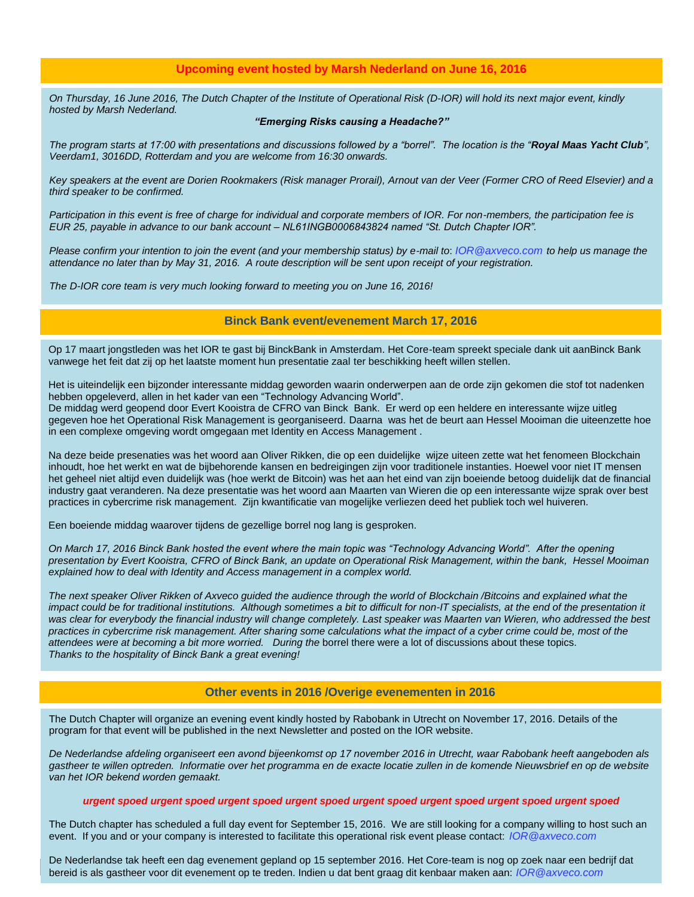## Upcoming event hosted by Marsh Nederland on June 16, 2016

*On Thursday, 16 June 2016, The Dutch Chapter of the Institute of Operational Risk (D-IOR) will hold its next major event, kindly hosted by Marsh Nederland.*

***"Emerging Risks causing a Headache?"***

*The program starts at 17:00 with presentations and discussions followed by a "borrel". The location is the "**Royal Maas Yacht Club**", Veerdam1, 3016DD, Rotterdam and you are welcome from 16:30 onwards.*

*Key speakers at the event are Dorien Rookmakers (Risk manager Prorail), Arnout van der Veer (Former CRO of Reed Elsevier) and a third speaker to be confirmed.*

*Participation in this event is free of charge for individual and corporate members of IOR. For non-members, the participation fee is EUR 25, payable in advance to our bank account – NL61INGB0006843824 named "St. Dutch Chapter IOR".*

*Please confirm your intention to join the event (and your membership status) by e-mail to: IOR@axveco.com to help us manage the attendance no later than by May 31, 2016. A route description will be sent upon receipt of your registration.*

*The D-IOR core team is very much looking forward to meeting you on June 16, 2016!*

## Binck Bank event/evenement March 17, 2016

Op 17 maart jongstleden was het IOR te gast bij BinckBank in Amsterdam. Het Core-team spreekt speciale dank uit aanBinck Bank vanwege het feit dat zij op het laatste moment hun presentatie zaal ter beschikking heeft willen stellen.

Het is uiteindelijk een bijzonder interessante middag geworden waarin onderwerpen aan de orde zijn gekomen die stof tot nadenken hebben opgeleverd, allen in het kader van een "Technology Advancing World".
De middag werd geopend door Evert Kooistra de CFRO van Binck Bank. Er werd op een heldere en interessante wijze uitleg gegeven hoe het Operational Risk Management is georganiseerd. Daarna was het de beurt aan Hessel Mooiman die uiteenzette hoe in een complexe omgeving wordt omgegaan met Identity en Access Management .

Na deze beide presenaties was het woord aan Oliver Rikken, die op een duidelijke wijze uiteen zette wat het fenomeen Blockchain inhoudt, hoe het werkt en wat de bijbehorende kansen en bedreigingen zijn voor traditionele instanties. Hoewel voor niet IT mensen het geheel niet altijd even duidelijk was (hoe werkt de Bitcoin) was het aan het eind van zijn boeiende betoog duidelijk dat de financial industry gaat veranderen. Na deze presentatie was het woord aan Maarten van Wieren die op een interessante wijze sprak over best practices in cybercrime risk management. Zijn kwantificatie van mogelijke verliezen deed het publiek toch wel huiveren.

Een boeiende middag waarover tijdens de gezellige borrel nog lang is gesproken.

*On March 17, 2016 Binck Bank hosted the event where the main topic was "Technology Advancing World". After the opening presentation by Evert Kooistra, CFRO of Binck Bank, an update on Operational Risk Management, within the bank, Hessel Mooiman explained how to deal with Identity and Access management in a complex world.*

*The next speaker Oliver Rikken of Axveco guided the audience through the world of Blockchain /Bitcoins and explained what the impact could be for traditional institutions. Although sometimes a bit to difficult for non-IT specialists, at the end of the presentation it was clear for everybody the financial industry will change completely. Last speaker was Maarten van Wieren, who addressed the best practices in cybercrime risk management. After sharing some calculations what the impact of a cyber crime could be, most of the attendees were at becoming a bit more worried. During the* borrel there were a lot of discussions about these topics.
*Thanks to the hospitality of Binck Bank a great evening!*

## Other events in 2016 /Overige evenementen in 2016

The Dutch Chapter will organize an evening event kindly hosted by Rabobank in Utrecht on November 17, 2016. Details of the program for that event will be published in the next Newsletter and posted on the IOR website.

*De Nederlandse afdeling organiseert een avond bijeenkomst op 17 november 2016 in Utrecht, waar Rabobank heeft aangeboden als gastheer te willen optreden. Informatie over het programma en de exacte locatie zullen in de komende Nieuwsbrief en op de website van het IOR bekend worden gemaakt.*

***urgent spoed urgent spoed urgent spoed urgent spoed urgent spoed urgent spoed urgent spoed urgent spoed***

The Dutch chapter has scheduled a full day event for September 15, 2016. We are still looking for a company willing to host such an event. If you and or your company is interested to facilitate this operational risk event please contact: *IOR@axveco.com*

De Nederlandse tak heeft een dag evenement gepland op 15 september 2016. Het Core-team is nog op zoek naar een bedrijf dat bereid is als gastheer voor dit evenement op te treden. Indien u dat bent graag dit kenbaar maken aan: *IOR@axveco.com*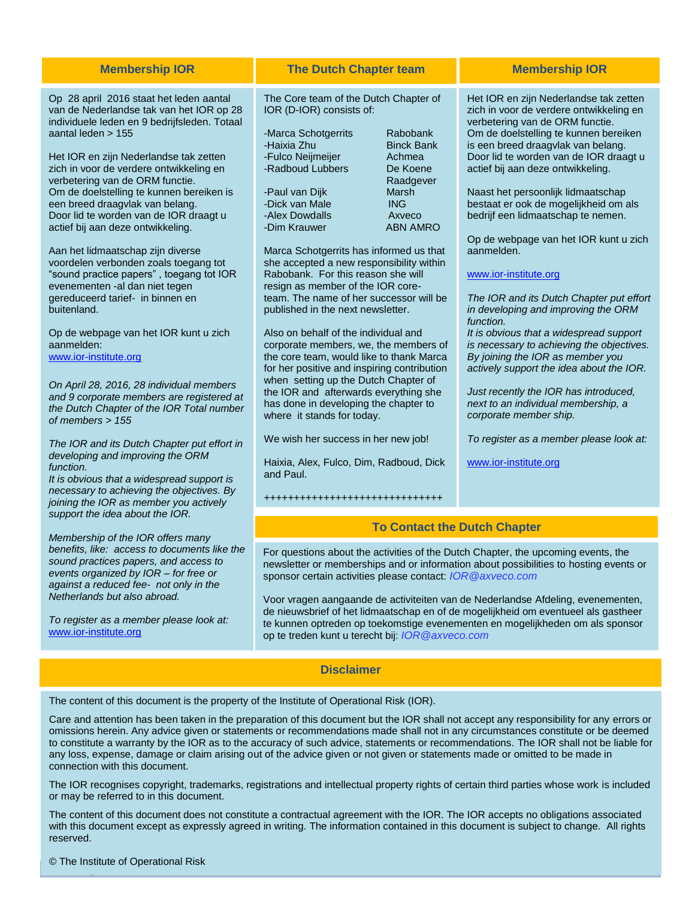## Membership IOR

Op 28 april 2016 staat het leden aantal van de Nederlandse tak van het IOR op 28 individuele leden en 9 bedrijfsleden. Totaal aantal leden > 155

Het IOR en zijn Nederlandse tak zetten zich in voor de verdere ontwikkeling en verbetering van de ORM functie.
Om de doelstelling te kunnen bereiken is een breed draagvlak van belang.
Door lid te worden van de IOR draagt u actief bij aan deze ontwikkeling.

Aan het lidmaatschap zijn diverse voordelen verbonden zoals toegang tot "sound practice papers" , toegang tot IOR evenementen -al dan niet tegen gereduceerd tarief- in binnen en buitenland.

Op de webpage van het IOR kunt u zich aanmelden:
www.ior-institute.org

*On April 28, 2016, 28 individual members and 9 corporate members are registered at the Dutch Chapter of the IOR Total number of members > 155*

*The IOR and its Dutch Chapter put effort in developing and improving the ORM function.*
*It is obvious that a widespread support is necessary to achieving the objectives. By joining the IOR as member you actively support the idea about the IOR.*

*Membership of the IOR offers many benefits, like: access to documents like the sound practices papers, and access to events organized by IOR – for free or against a reduced fee- not only in the Netherlands but also abroad.*

*To register as a member please look at:*
www.ior-institute.org

## The Dutch Chapter team

The Core team of the Dutch Chapter of IOR (D-IOR) consists of:

| | |
|---|---|
| -Marca Schotgerrits | Rabobank |
| -Haixia Zhu | Binck Bank |
| -Fulco Neijmeijer | Achmea |
| -Radboud Lubbers | De Koene Raadgever |
| -Paul van Dijk | Marsh |
| -Dick van Male | ING |
| -Alex Dowdalls | Axveco |
| -Dim Krauwer | ABN AMRO |

Marca Schotgerrits has informed us that she accepted a new responsibility within Rabobank. For this reason she will resign as member of the IOR core-team. The name of her successor will be published in the next newsletter.

Also on behalf of the individual and corporate members, we, the members of the core team, would like to thank Marca for her positive and inspiring contribution when setting up the Dutch Chapter of the IOR and afterwards everything she has done in developing the chapter to where it stands for today.

We wish her success in her new job!

Haixia, Alex, Fulco, Dim, Radboud, Dick and Paul.

++++++++++++++++++++++++++++++

## Membership IOR

Het IOR en zijn Nederlandse tak zetten zich in voor de verdere ontwikkeling en verbetering van de ORM functie.
Om de doelstelling te kunnen bereiken is een breed draagvlak van belang.
Door lid te worden van de IOR draagt u actief bij aan deze ontwikkeling.

Naast het persoonlijk lidmaatschap bestaat er ook de mogelijkheid om als bedrijf een lidmaatschap te nemen.

Op de webpage van het IOR kunt u zich aanmelden.

www.ior-institute.org

*The IOR and its Dutch Chapter put effort in developing and improving the ORM function.*
*It is obvious that a widespread support is necessary to achieving the objectives. By joining the IOR as member you actively support the idea about the IOR.*

*Just recently the IOR has introduced, next to an individual membership, a corporate member ship.*

*To register as a member please look at:*

www.ior-institute.org

## To Contact the Dutch Chapter

For questions about the activities of the Dutch Chapter, the upcoming events, the newsletter or memberships and or information about possibilities to hosting events or sponsor certain activities please contact: *IOR@axveco.com*

Voor vragen aangaande de activiteiten van de Nederlandse Afdeling, evenementen, de nieuwsbrief of het lidmaatschap en of de mogelijkheid om eventueel als gastheer te kunnen optreden op toekomstige evenementen en mogelijkheden om als sponsor op te treden kunt u terecht bij: *IOR@axveco.com*

## Disclaimer

The content of this document is the property of the Institute of Operational Risk (IOR).

Care and attention has been taken in the preparation of this document but the IOR shall not accept any responsibility for any errors or omissions herein. Any advice given or statements or recommendations made shall not in any circumstances constitute or be deemed to constitute a warranty by the IOR as to the accuracy of such advice, statements or recommendations. The IOR shall not be liable for any loss, expense, damage or claim arising out of the advice given or not given or statements made or omitted to be made in connection with this document.

The IOR recognises copyright, trademarks, registrations and intellectual property rights of certain third parties whose work is included or may be referred to in this document.

The content of this document does not constitute a contractual agreement with the IOR. The IOR accepts no obligations associated with this document except as expressly agreed in writing. The information contained in this document is subject to change. All rights reserved.

© The Institute of Operational Risk